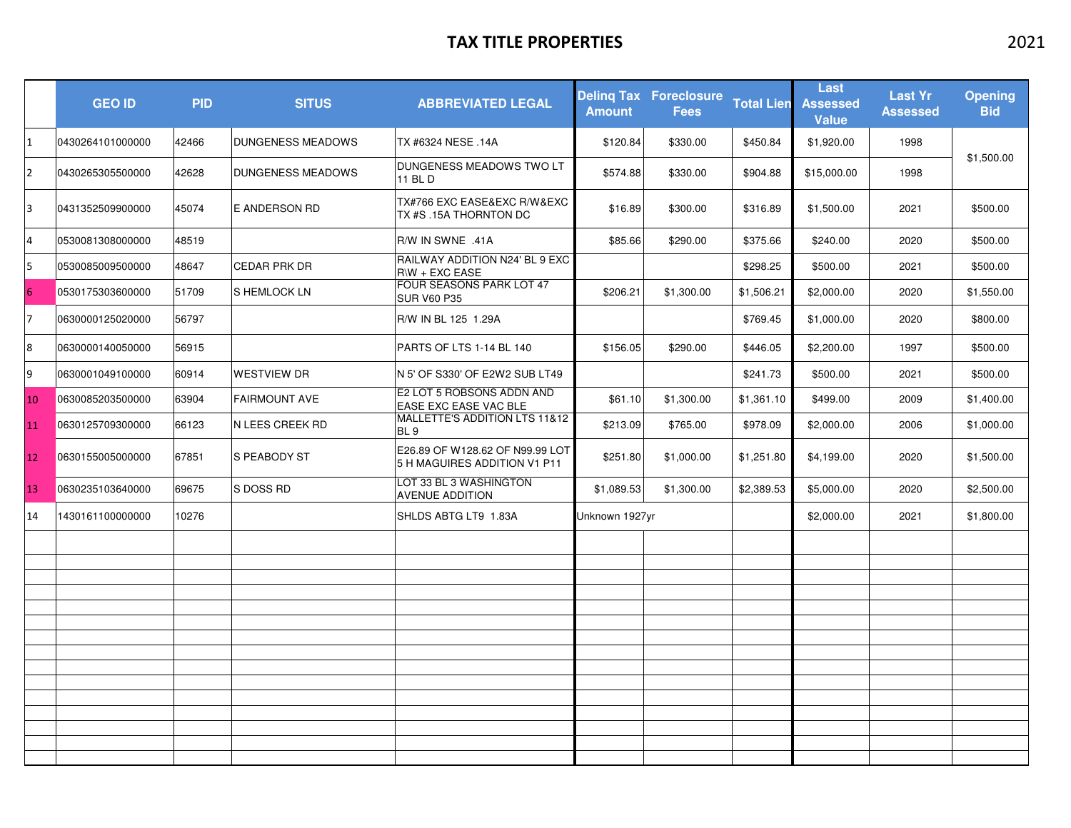# TAX TITLE PROPERTIES

2021

| | GEO ID | PID | SITUS | ABBREVIATED LEGAL | Delinq Tax Amount | Foreclosure Fees | Total Lien | Last Assessed Value | Last Yr Assessed | Opening Bid |
|---|---|---|---|---|---|---|---|---|---|---|
| 1 | 0430264101000000 | 42466 | DUNGENESS MEADOWS | TX #6324 NESE .14A | $120.84 | $330.00 | $450.84 | $1,920.00 | 1998 | $1,500.00 |
| 2 | 0430265305500000 | 42628 | DUNGENESS MEADOWS | DUNGENESS MEADOWS TWO LT 11 BL D | $574.88 | $330.00 | $904.88 | $15,000.00 | 1998 | |
| 3 | 0431352509900000 | 45074 | E ANDERSON RD | TX#766 EXC EASE&EXC R/W&EXC TX #S .15A THORNTON DC | $16.89 | $300.00 | $316.89 | $1,500.00 | 2021 | $500.00 |
| 4 | 0530081308000000 | 48519 | | R/W IN SWNE .41A | $85.66 | $290.00 | $375.66 | $240.00 | 2020 | $500.00 |
| 5 | 0530085009500000 | 48647 | CEDAR PRK DR | RAILWAY ADDITION N24' BL 9 EXC R\W + EXC EASE | | | $298.25 | $500.00 | 2021 | $500.00 |
| 6 | 0530175303600000 | 51709 | S HEMLOCK LN | FOUR SEASONS PARK LOT 47 SUR V60 P35 | $206.21 | $1,300.00 | $1,506.21 | $2,000.00 | 2020 | $1,550.00 |
| 7 | 0630000125020000 | 56797 | | R/W IN BL 125 1.29A | | | $769.45 | $1,000.00 | 2020 | $800.00 |
| 8 | 0630000140050000 | 56915 | | PARTS OF LTS 1-14 BL 140 | $156.05 | $290.00 | $446.05 | $2,200.00 | 1997 | $500.00 |
| 9 | 0630001049100000 | 60914 | WESTVIEW DR | N 5' OF S330' OF E2W2 SUB LT49 | | | $241.73 | $500.00 | 2021 | $500.00 |
| 10 | 0630085203500000 | 63904 | FAIRMOUNT AVE | E2 LOT 5 ROBSONS ADDN AND EASE EXC EASE VAC BLE | $61.10 | $1,300.00 | $1,361.10 | $499.00 | 2009 | $1,400.00 |
| 11 | 0630125709300000 | 66123 | N LEES CREEK RD | MALLETTE'S ADDITION LTS 11&12 BL 9 | $213.09 | $765.00 | $978.09 | $2,000.00 | 2006 | $1,000.00 |
| 12 | 0630155005000000 | 67851 | S PEABODY ST | E26.89 OF W128.62 OF N99.99 LOT 5 H MAGUIRES ADDITION V1 P11 | $251.80 | $1,000.00 | $1,251.80 | $4,199.00 | 2020 | $1,500.00 |
| 13 | 0630235103640000 | 69675 | S DOSS RD | LOT 33 BL 3 WASHINGTON AVENUE ADDITION | $1,089.53 | $1,300.00 | $2,389.53 | $5,000.00 | 2020 | $2,500.00 |
| 14 | 1430161100000000 | 10276 | | SHLDS ABTG LT9 1.83A | Unknown 1927yr | | | $2,000.00 | 2021 | $1,800.00 |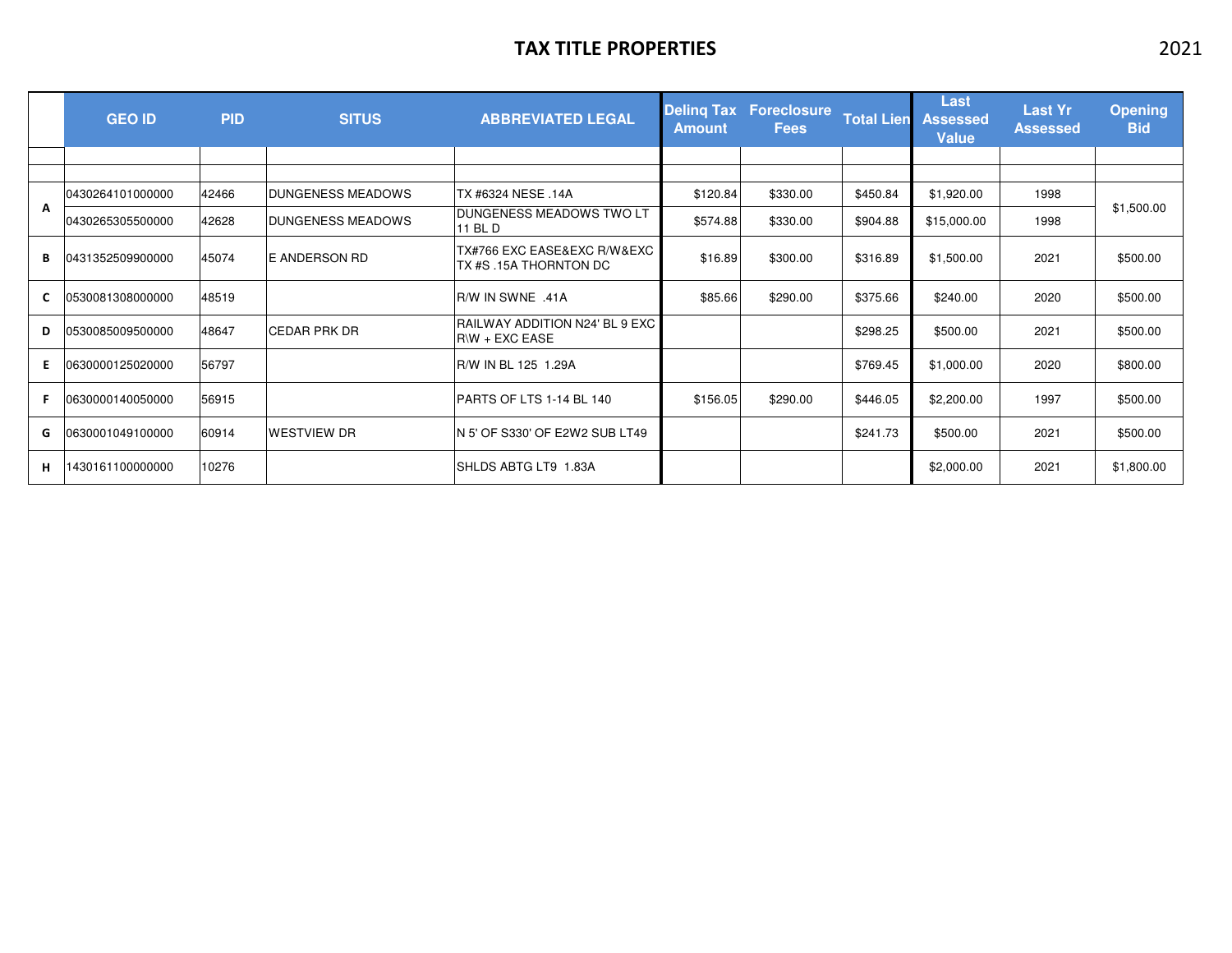# TAX TITLE PROPERTIES

2021

| | GEO ID | PID | SITUS | ABBREVIATED LEGAL | Delinq Tax Amount | Foreclosure Fees | Total Lien | Last Assessed Value | Last Yr Assessed | Opening Bid |
|---|---|---|---|---|---|---|---|---|---|---|
| | | | | | | | | | | |
| | | | | | | | | | | |
| A | 0430264101000000 | 42466 | DUNGENESS MEADOWS | TX #6324 NESE .14A | $120.84 | $330.00 | $450.84 | $1,920.00 | 1998 | $1,500.00 |
| | 0430265305500000 | 42628 | DUNGENESS MEADOWS | DUNGENESS MEADOWS TWO LT 11 BL D | $574.88 | $330.00 | $904.88 | $15,000.00 | 1998 | |
| B | 0431352509900000 | 45074 | E ANDERSON RD | TX#766 EXC EASE&EXC R/W&EXC TX #S .15A THORNTON DC | $16.89 | $300.00 | $316.89 | $1,500.00 | 2021 | $500.00 |
| C | 0530081308000000 | 48519 | | R/W IN SWNE .41A | $85.66 | $290.00 | $375.66 | $240.00 | 2020 | $500.00 |
| D | 0530085009500000 | 48647 | CEDAR PRK DR | RAILWAY ADDITION N24' BL 9 EXC R\W + EXC EASE | | | $298.25 | $500.00 | 2021 | $500.00 |
| E | 0630000125020000 | 56797 | | R/W IN BL 125 1.29A | | | $769.45 | $1,000.00 | 2020 | $800.00 |
| F | 0630000140050000 | 56915 | | PARTS OF LTS 1-14 BL 140 | $156.05 | $290.00 | $446.05 | $2,200.00 | 1997 | $500.00 |
| G | 0630001049100000 | 60914 | WESTVIEW DR | N 5' OF S330' OF E2W2 SUB LT49 | | | $241.73 | $500.00 | 2021 | $500.00 |
| H | 1430161100000000 | 10276 | | SHLDS ABTG LT9 1.83A | | | | $2,000.00 | 2021 | $1,800.00 |